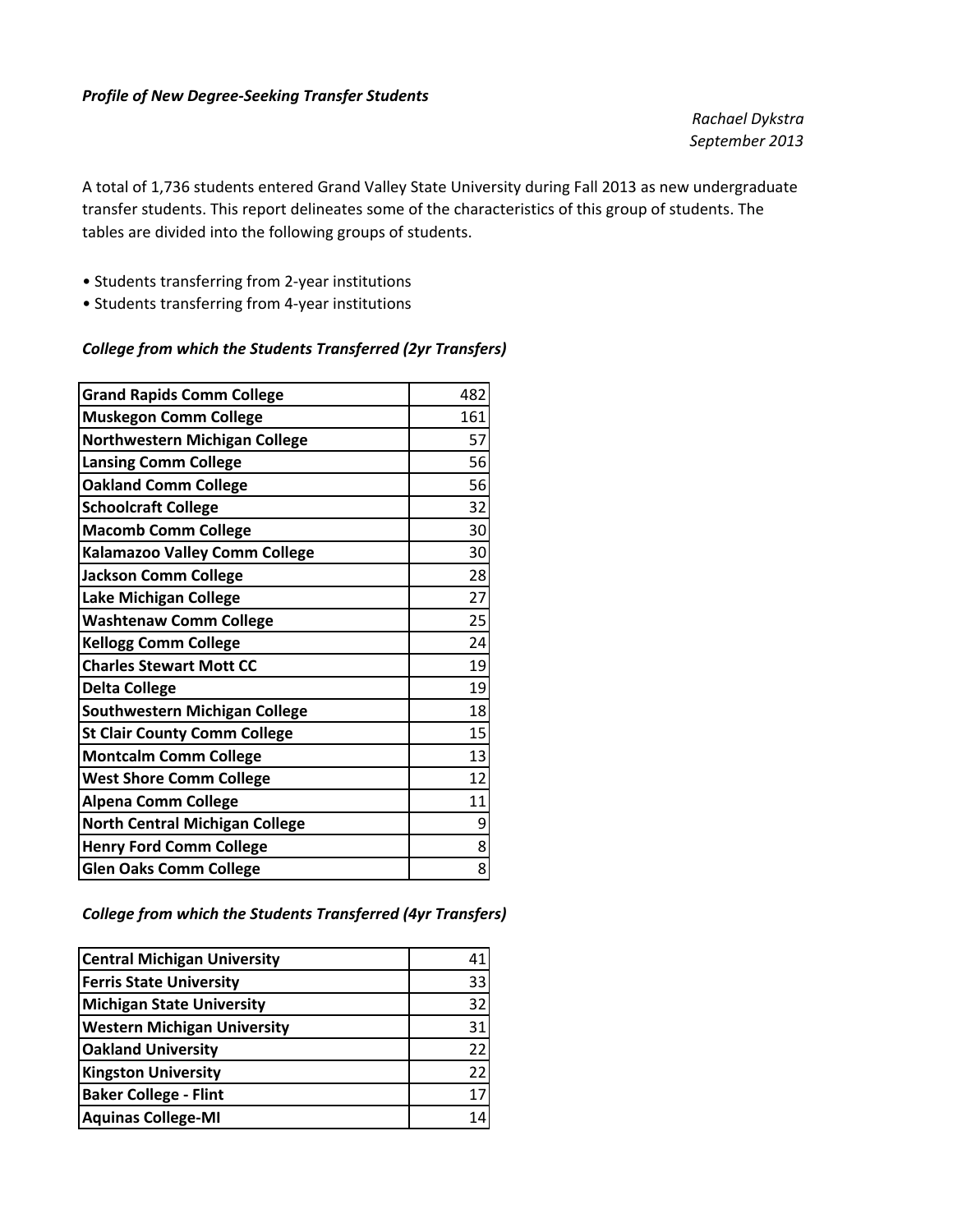***Profile of New Degree-Seeking Transfer Students***

*Rachael Dykstra*
*September 2013*

A total of 1,736 students entered Grand Valley State University during Fall 2013 as new undergraduate transfer students. This report delineates some of the characteristics of this group of students. The tables are divided into the following groups of students.

- Students transferring from 2-year institutions
- Students transferring from 4-year institutions

***College from which the Students Transferred (2yr Transfers)***

| | |
|---|---:|
| **Grand Rapids Comm College** | 482 |
| **Muskegon Comm College** | 161 |
| **Northwestern Michigan College** | 57 |
| **Lansing Comm College** | 56 |
| **Oakland Comm College** | 56 |
| **Schoolcraft College** | 32 |
| **Macomb Comm College** | 30 |
| **Kalamazoo Valley Comm College** | 30 |
| **Jackson Comm College** | 28 |
| **Lake Michigan College** | 27 |
| **Washtenaw Comm College** | 25 |
| **Kellogg Comm College** | 24 |
| **Charles Stewart Mott CC** | 19 |
| **Delta College** | 19 |
| **Southwestern Michigan College** | 18 |
| **St Clair County Comm College** | 15 |
| **Montcalm Comm College** | 13 |
| **West Shore Comm College** | 12 |
| **Alpena Comm College** | 11 |
| **North Central Michigan College** | 9 |
| **Henry Ford Comm College** | 8 |
| **Glen Oaks Comm College** | 8 |

***College from which the Students Transferred (4yr Transfers)***

| | |
|---|---:|
| **Central Michigan University** | 41 |
| **Ferris State University** | 33 |
| **Michigan State University** | 32 |
| **Western Michigan University** | 31 |
| **Oakland University** | 22 |
| **Kingston University** | 22 |
| **Baker College - Flint** | 17 |
| **Aquinas College-MI** | 14 |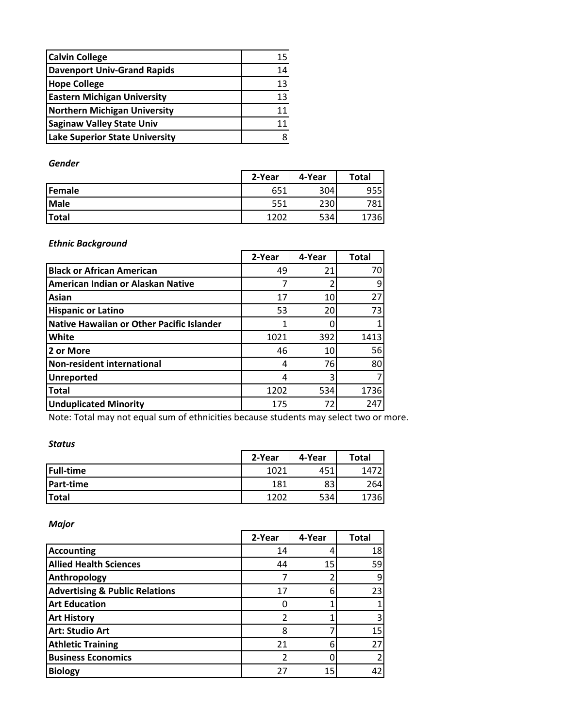| | |
|---|---|
| **Calvin College** | 15 |
| **Davenport Univ-Grand Rapids** | 14 |
| **Hope College** | 13 |
| **Eastern Michigan University** | 13 |
| **Northern Michigan University** | 11 |
| **Saginaw Valley State Univ** | 11 |
| **Lake Superior State University** | 8 |

*Gender*

| | 2-Year | 4-Year | Total |
|---|---|---|---|
| **Female** | 651 | 304 | 955 |
| **Male** | 551 | 230 | 781 |
| **Total** | 1202 | 534 | 1736 |

*Ethnic Background*

| | 2-Year | 4-Year | Total |
|---|---|---|---|
| **Black or African American** | 49 | 21 | 70 |
| **American Indian or Alaskan Native** | 7 | 2 | 9 |
| **Asian** | 17 | 10 | 27 |
| **Hispanic or Latino** | 53 | 20 | 73 |
| **Native Hawaiian or Other Pacific Islander** | 1 | 0 | 1 |
| **White** | 1021 | 392 | 1413 |
| **2 or More** | 46 | 10 | 56 |
| **Non-resident international** | 4 | 76 | 80 |
| **Unreported** | 4 | 3 | 7 |
| **Total** | 1202 | 534 | 1736 |
| **Unduplicated Minority** | 175 | 72 | 247 |

Note: Total may not equal sum of ethnicities because students may select two or more.

*Status*

| | 2-Year | 4-Year | Total |
|---|---|---|---|
| **Full-time** | 1021 | 451 | 1472 |
| **Part-time** | 181 | 83 | 264 |
| **Total** | 1202 | 534 | 1736 |

*Major*

| | 2-Year | 4-Year | Total |
|---|---|---|---|
| **Accounting** | 14 | 4 | 18 |
| **Allied Health Sciences** | 44 | 15 | 59 |
| **Anthropology** | 7 | 2 | 9 |
| **Advertising & Public Relations** | 17 | 6 | 23 |
| **Art Education** | 0 | 1 | 1 |
| **Art History** | 2 | 1 | 3 |
| **Art: Studio Art** | 8 | 7 | 15 |
| **Athletic Training** | 21 | 6 | 27 |
| **Business Economics** | 2 | 0 | 2 |
| **Biology** | 27 | 15 | 42 |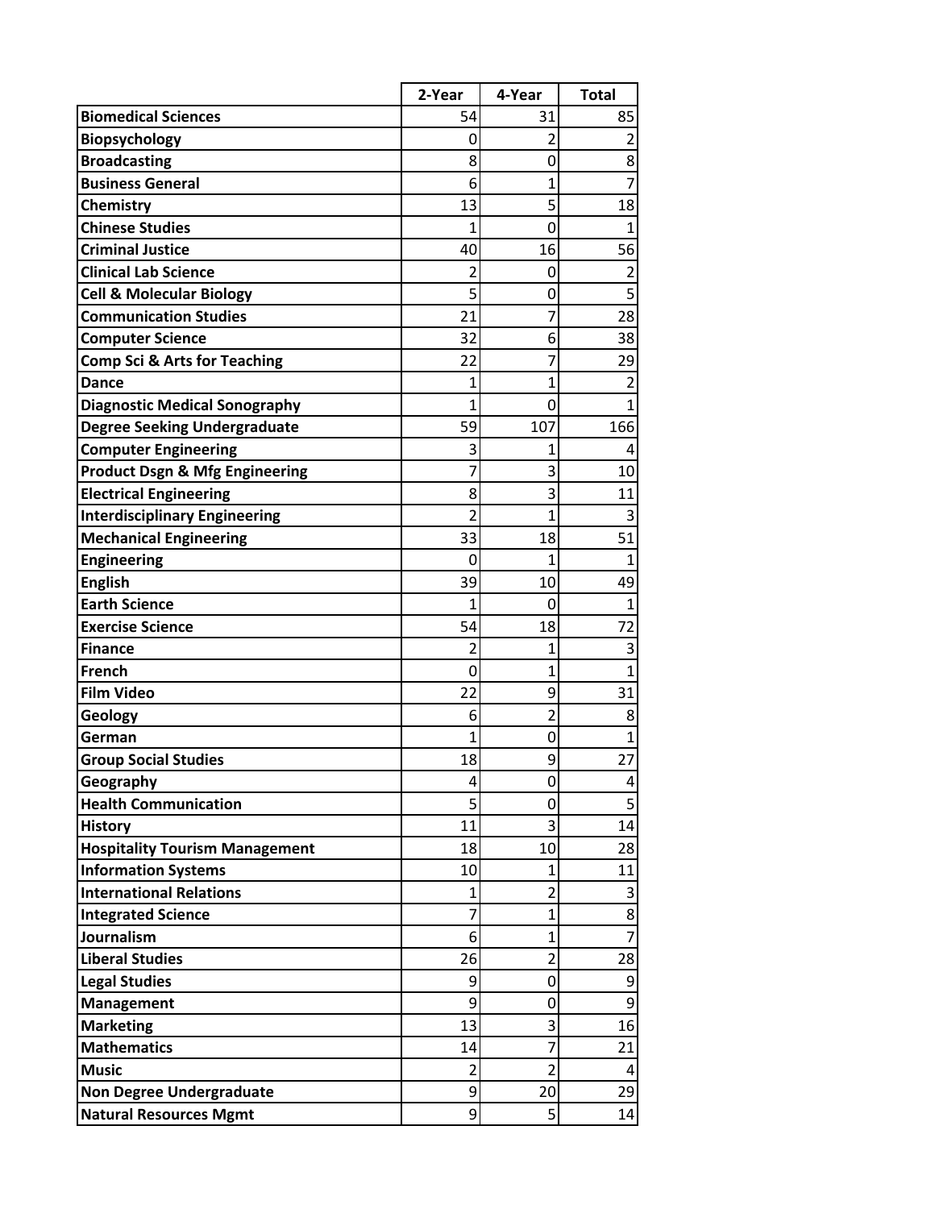| | 2-Year | 4-Year | Total |
|---|---|---|---|
| **Biomedical Sciences** | 54 | 31 | 85 |
| **Biopsychology** | 0 | 2 | 2 |
| **Broadcasting** | 8 | 0 | 8 |
| **Business General** | 6 | 1 | 7 |
| **Chemistry** | 13 | 5 | 18 |
| **Chinese Studies** | 1 | 0 | 1 |
| **Criminal Justice** | 40 | 16 | 56 |
| **Clinical Lab Science** | 2 | 0 | 2 |
| **Cell & Molecular Biology** | 5 | 0 | 5 |
| **Communication Studies** | 21 | 7 | 28 |
| **Computer Science** | 32 | 6 | 38 |
| **Comp Sci & Arts for Teaching** | 22 | 7 | 29 |
| **Dance** | 1 | 1 | 2 |
| **Diagnostic Medical Sonography** | 1 | 0 | 1 |
| **Degree Seeking Undergraduate** | 59 | 107 | 166 |
| **Computer Engineering** | 3 | 1 | 4 |
| **Product Dsgn & Mfg Engineering** | 7 | 3 | 10 |
| **Electrical Engineering** | 8 | 3 | 11 |
| **Interdisciplinary Engineering** | 2 | 1 | 3 |
| **Mechanical Engineering** | 33 | 18 | 51 |
| **Engineering** | 0 | 1 | 1 |
| **English** | 39 | 10 | 49 |
| **Earth Science** | 1 | 0 | 1 |
| **Exercise Science** | 54 | 18 | 72 |
| **Finance** | 2 | 1 | 3 |
| **French** | 0 | 1 | 1 |
| **Film Video** | 22 | 9 | 31 |
| **Geology** | 6 | 2 | 8 |
| **German** | 1 | 0 | 1 |
| **Group Social Studies** | 18 | 9 | 27 |
| **Geography** | 4 | 0 | 4 |
| **Health Communication** | 5 | 0 | 5 |
| **History** | 11 | 3 | 14 |
| **Hospitality Tourism Management** | 18 | 10 | 28 |
| **Information Systems** | 10 | 1 | 11 |
| **International Relations** | 1 | 2 | 3 |
| **Integrated Science** | 7 | 1 | 8 |
| **Journalism** | 6 | 1 | 7 |
| **Liberal Studies** | 26 | 2 | 28 |
| **Legal Studies** | 9 | 0 | 9 |
| **Management** | 9 | 0 | 9 |
| **Marketing** | 13 | 3 | 16 |
| **Mathematics** | 14 | 7 | 21 |
| **Music** | 2 | 2 | 4 |
| **Non Degree Undergraduate** | 9 | 20 | 29 |
| **Natural Resources Mgmt** | 9 | 5 | 14 |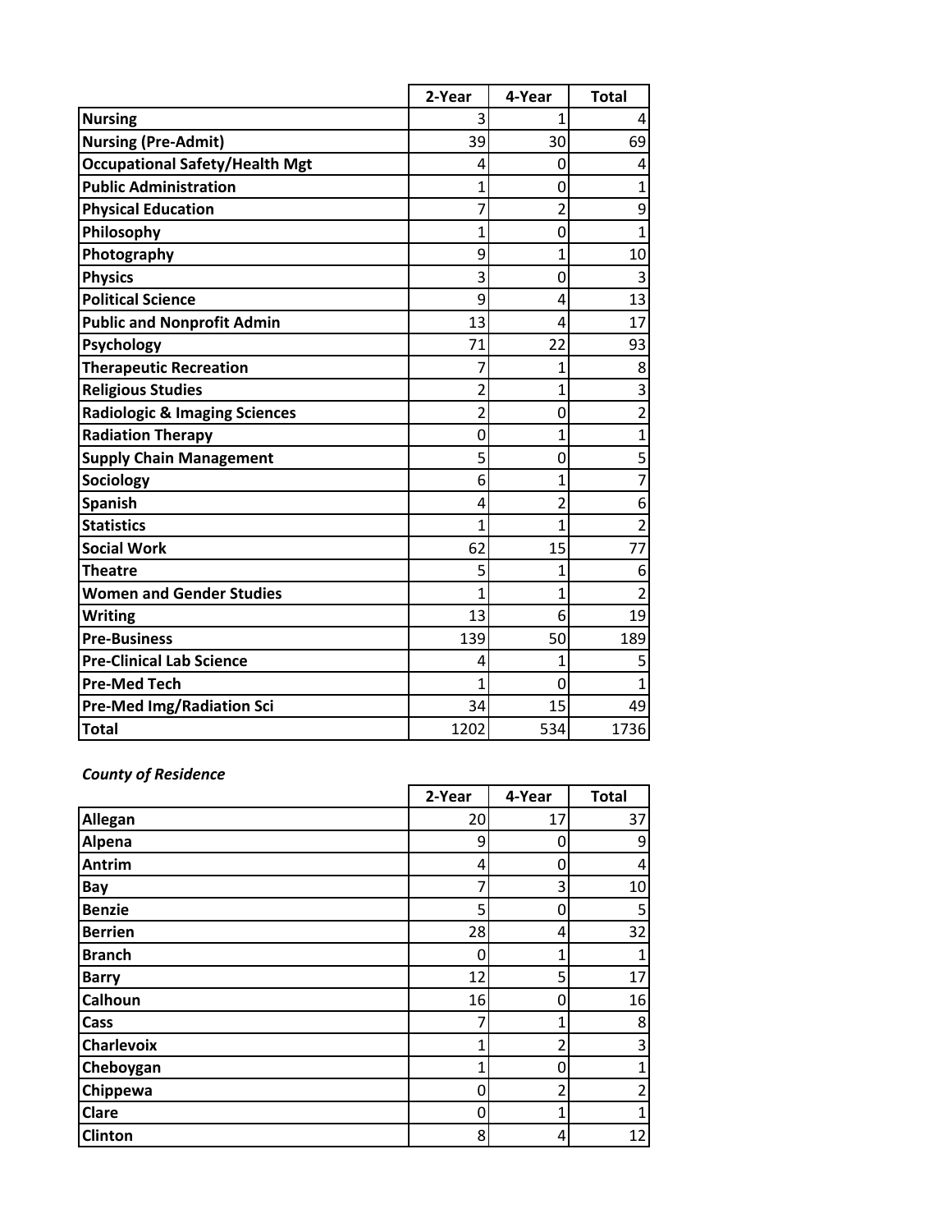| | 2-Year | 4-Year | Total |
|---|---|---|---|
| **Nursing** | 3 | 1 | 4 |
| **Nursing (Pre-Admit)** | 39 | 30 | 69 |
| **Occupational Safety/Health Mgt** | 4 | 0 | 4 |
| **Public Administration** | 1 | 0 | 1 |
| **Physical Education** | 7 | 2 | 9 |
| **Philosophy** | 1 | 0 | 1 |
| **Photography** | 9 | 1 | 10 |
| **Physics** | 3 | 0 | 3 |
| **Political Science** | 9 | 4 | 13 |
| **Public and Nonprofit Admin** | 13 | 4 | 17 |
| **Psychology** | 71 | 22 | 93 |
| **Therapeutic Recreation** | 7 | 1 | 8 |
| **Religious Studies** | 2 | 1 | 3 |
| **Radiologic & Imaging Sciences** | 2 | 0 | 2 |
| **Radiation Therapy** | 0 | 1 | 1 |
| **Supply Chain Management** | 5 | 0 | 5 |
| **Sociology** | 6 | 1 | 7 |
| **Spanish** | 4 | 2 | 6 |
| **Statistics** | 1 | 1 | 2 |
| **Social Work** | 62 | 15 | 77 |
| **Theatre** | 5 | 1 | 6 |
| **Women and Gender Studies** | 1 | 1 | 2 |
| **Writing** | 13 | 6 | 19 |
| **Pre-Business** | 139 | 50 | 189 |
| **Pre-Clinical Lab Science** | 4 | 1 | 5 |
| **Pre-Med Tech** | 1 | 0 | 1 |
| **Pre-Med Img/Radiation Sci** | 34 | 15 | 49 |
| **Total** | 1202 | 534 | 1736 |

***County of Residence***

| | 2-Year | 4-Year | Total |
|---|---|---|---|
| **Allegan** | 20 | 17 | 37 |
| **Alpena** | 9 | 0 | 9 |
| **Antrim** | 4 | 0 | 4 |
| **Bay** | 7 | 3 | 10 |
| **Benzie** | 5 | 0 | 5 |
| **Berrien** | 28 | 4 | 32 |
| **Branch** | 0 | 1 | 1 |
| **Barry** | 12 | 5 | 17 |
| **Calhoun** | 16 | 0 | 16 |
| **Cass** | 7 | 1 | 8 |
| **Charlevoix** | 1 | 2 | 3 |
| **Cheboygan** | 1 | 0 | 1 |
| **Chippewa** | 0 | 2 | 2 |
| **Clare** | 0 | 1 | 1 |
| **Clinton** | 8 | 4 | 12 |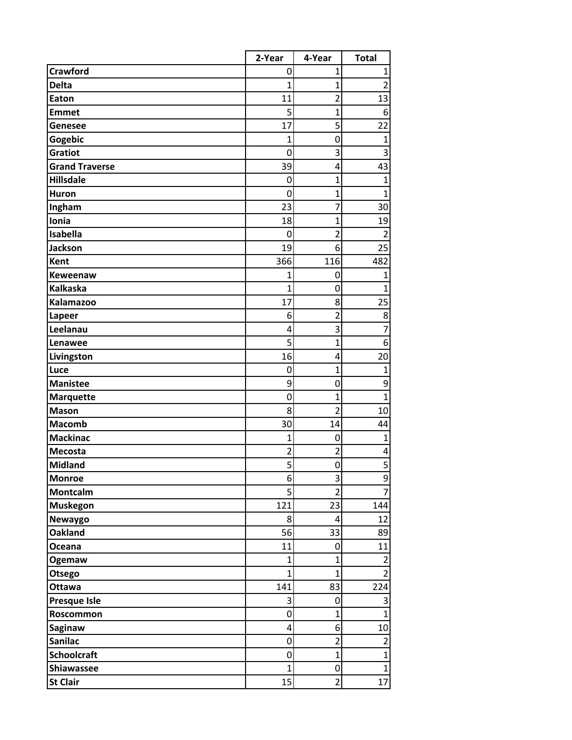| | 2-Year | 4-Year | Total |
|---|---|---|---|
| **Crawford** | 0 | 1 | 1 |
| **Delta** | 1 | 1 | 2 |
| **Eaton** | 11 | 2 | 13 |
| **Emmet** | 5 | 1 | 6 |
| **Genesee** | 17 | 5 | 22 |
| **Gogebic** | 1 | 0 | 1 |
| **Gratiot** | 0 | 3 | 3 |
| **Grand Traverse** | 39 | 4 | 43 |
| **Hillsdale** | 0 | 1 | 1 |
| **Huron** | 0 | 1 | 1 |
| **Ingham** | 23 | 7 | 30 |
| **Ionia** | 18 | 1 | 19 |
| **Isabella** | 0 | 2 | 2 |
| **Jackson** | 19 | 6 | 25 |
| **Kent** | 366 | 116 | 482 |
| **Keweenaw** | 1 | 0 | 1 |
| **Kalkaska** | 1 | 0 | 1 |
| **Kalamazoo** | 17 | 8 | 25 |
| **Lapeer** | 6 | 2 | 8 |
| **Leelanau** | 4 | 3 | 7 |
| **Lenawee** | 5 | 1 | 6 |
| **Livingston** | 16 | 4 | 20 |
| **Luce** | 0 | 1 | 1 |
| **Manistee** | 9 | 0 | 9 |
| **Marquette** | 0 | 1 | 1 |
| **Mason** | 8 | 2 | 10 |
| **Macomb** | 30 | 14 | 44 |
| **Mackinac** | 1 | 0 | 1 |
| **Mecosta** | 2 | 2 | 4 |
| **Midland** | 5 | 0 | 5 |
| **Monroe** | 6 | 3 | 9 |
| **Montcalm** | 5 | 2 | 7 |
| **Muskegon** | 121 | 23 | 144 |
| **Newaygo** | 8 | 4 | 12 |
| **Oakland** | 56 | 33 | 89 |
| **Oceana** | 11 | 0 | 11 |
| **Ogemaw** | 1 | 1 | 2 |
| **Otsego** | 1 | 1 | 2 |
| **Ottawa** | 141 | 83 | 224 |
| **Presque Isle** | 3 | 0 | 3 |
| **Roscommon** | 0 | 1 | 1 |
| **Saginaw** | 4 | 6 | 10 |
| **Sanilac** | 0 | 2 | 2 |
| **Schoolcraft** | 0 | 1 | 1 |
| **Shiawassee** | 1 | 0 | 1 |
| **St Clair** | 15 | 2 | 17 |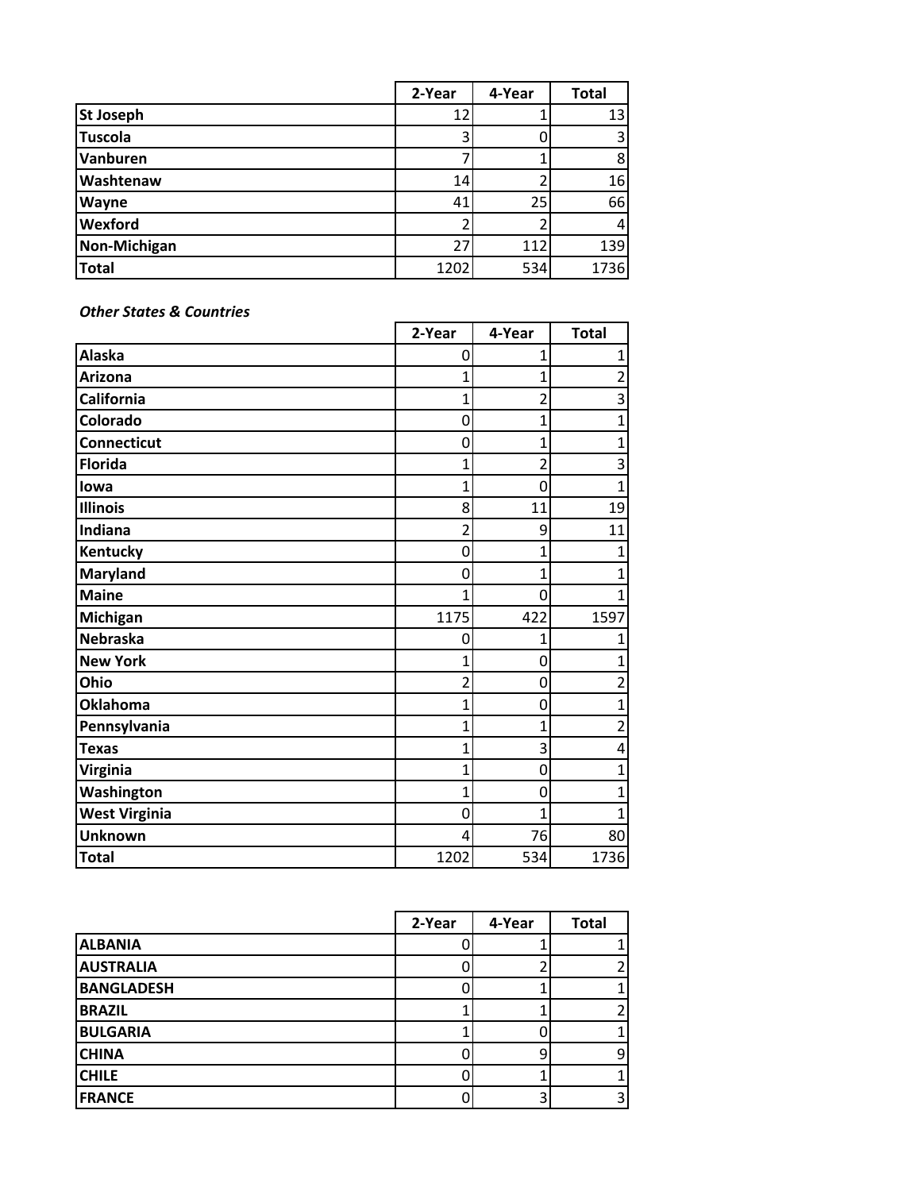| | 2-Year | 4-Year | Total |
|---|---|---|---|
| **St Joseph** | 12 | 1 | 13 |
| **Tuscola** | 3 | 0 | 3 |
| **Vanburen** | 7 | 1 | 8 |
| **Washtenaw** | 14 | 2 | 16 |
| **Wayne** | 41 | 25 | 66 |
| **Wexford** | 2 | 2 | 4 |
| **Non-Michigan** | 27 | 112 | 139 |
| **Total** | 1202 | 534 | 1736 |

***Other States & Countries***

| | 2-Year | 4-Year | Total |
|---|---|---|---|
| **Alaska** | 0 | 1 | 1 |
| **Arizona** | 1 | 1 | 2 |
| **California** | 1 | 2 | 3 |
| **Colorado** | 0 | 1 | 1 |
| **Connecticut** | 0 | 1 | 1 |
| **Florida** | 1 | 2 | 3 |
| **Iowa** | 1 | 0 | 1 |
| **Illinois** | 8 | 11 | 19 |
| **Indiana** | 2 | 9 | 11 |
| **Kentucky** | 0 | 1 | 1 |
| **Maryland** | 0 | 1 | 1 |
| **Maine** | 1 | 0 | 1 |
| **Michigan** | 1175 | 422 | 1597 |
| **Nebraska** | 0 | 1 | 1 |
| **New York** | 1 | 0 | 1 |
| **Ohio** | 2 | 0 | 2 |
| **Oklahoma** | 1 | 0 | 1 |
| **Pennsylvania** | 1 | 1 | 2 |
| **Texas** | 1 | 3 | 4 |
| **Virginia** | 1 | 0 | 1 |
| **Washington** | 1 | 0 | 1 |
| **West Virginia** | 0 | 1 | 1 |
| **Unknown** | 4 | 76 | 80 |
| **Total** | 1202 | 534 | 1736 |

| | 2-Year | 4-Year | Total |
|---|---|---|---|
| **ALBANIA** | 0 | 1 | 1 |
| **AUSTRALIA** | 0 | 2 | 2 |
| **BANGLADESH** | 0 | 1 | 1 |
| **BRAZIL** | 1 | 1 | 2 |
| **BULGARIA** | 1 | 0 | 1 |
| **CHINA** | 0 | 9 | 9 |
| **CHILE** | 0 | 1 | 1 |
| **FRANCE** | 0 | 3 | 3 |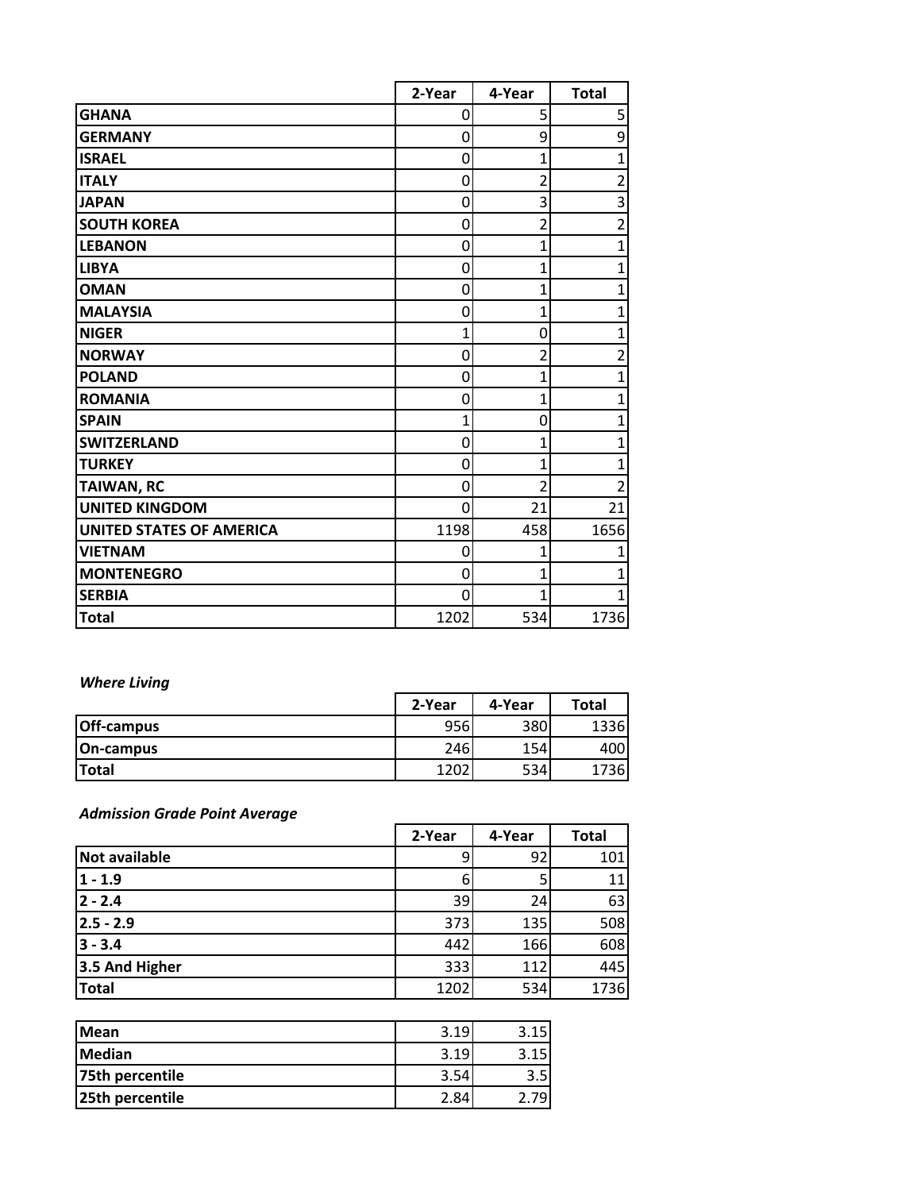| | 2-Year | 4-Year | Total |
|---|---|---|---|
| **GHANA** | 0 | 5 | 5 |
| **GERMANY** | 0 | 9 | 9 |
| **ISRAEL** | 0 | 1 | 1 |
| **ITALY** | 0 | 2 | 2 |
| **JAPAN** | 0 | 3 | 3 |
| **SOUTH KOREA** | 0 | 2 | 2 |
| **LEBANON** | 0 | 1 | 1 |
| **LIBYA** | 0 | 1 | 1 |
| **OMAN** | 0 | 1 | 1 |
| **MALAYSIA** | 0 | 1 | 1 |
| **NIGER** | 1 | 0 | 1 |
| **NORWAY** | 0 | 2 | 2 |
| **POLAND** | 0 | 1 | 1 |
| **ROMANIA** | 0 | 1 | 1 |
| **SPAIN** | 1 | 0 | 1 |
| **SWITZERLAND** | 0 | 1 | 1 |
| **TURKEY** | 0 | 1 | 1 |
| **TAIWAN, RC** | 0 | 2 | 2 |
| **UNITED KINGDOM** | 0 | 21 | 21 |
| **UNITED STATES OF AMERICA** | 1198 | 458 | 1656 |
| **VIETNAM** | 0 | 1 | 1 |
| **MONTENEGRO** | 0 | 1 | 1 |
| **SERBIA** | 0 | 1 | 1 |
| **Total** | 1202 | 534 | 1736 |

***Where Living***

| | 2-Year | 4-Year | Total |
|---|---|---|---|
| **Off-campus** | 956 | 380 | 1336 |
| **On-campus** | 246 | 154 | 400 |
| **Total** | 1202 | 534 | 1736 |

***Admission Grade Point Average***

| | 2-Year | 4-Year | Total |
|---|---|---|---|
| **Not available** | 9 | 92 | 101 |
| **1 - 1.9** | 6 | 5 | 11 |
| **2 - 2.4** | 39 | 24 | 63 |
| **2.5 - 2.9** | 373 | 135 | 508 |
| **3 - 3.4** | 442 | 166 | 608 |
| **3.5 And Higher** | 333 | 112 | 445 |
| **Total** | 1202 | 534 | 1736 |

| | 2-Year | 4-Year |
|---|---|---|
| **Mean** | 3.19 | 3.15 |
| **Median** | 3.19 | 3.15 |
| **75th percentile** | 3.54 | 3.5 |
| **25th percentile** | 2.84 | 2.79 |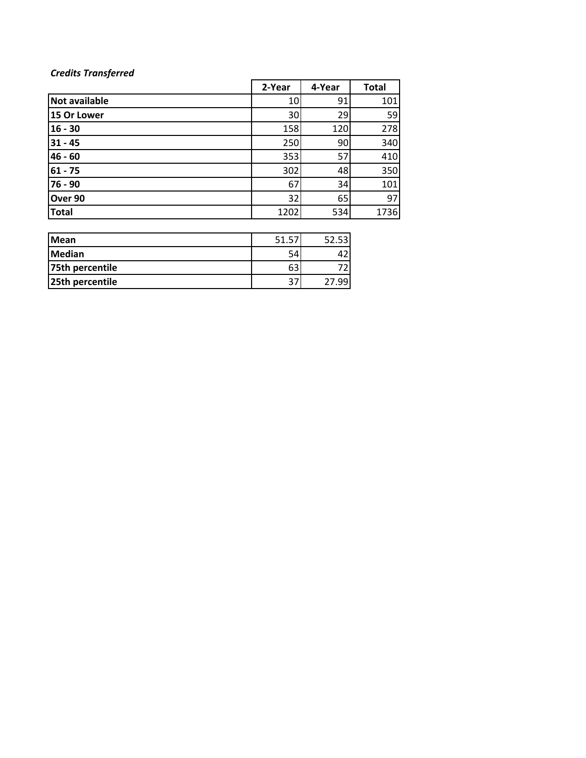*Credits Transferred*

| | 2-Year | 4-Year | Total |
|---|---|---|---|
| **Not available** | 10 | 91 | 101 |
| **15 Or Lower** | 30 | 29 | 59 |
| **16 - 30** | 158 | 120 | 278 |
| **31 - 45** | 250 | 90 | 340 |
| **46 - 60** | 353 | 57 | 410 |
| **61 - 75** | 302 | 48 | 350 |
| **76 - 90** | 67 | 34 | 101 |
| **Over 90** | 32 | 65 | 97 |
| **Total** | 1202 | 534 | 1736 |

| | | |
|---|---|---|
| **Mean** | 51.57 | 52.53 |
| **Median** | 54 | 42 |
| **75th percentile** | 63 | 72 |
| **25th percentile** | 37 | 27.99 |